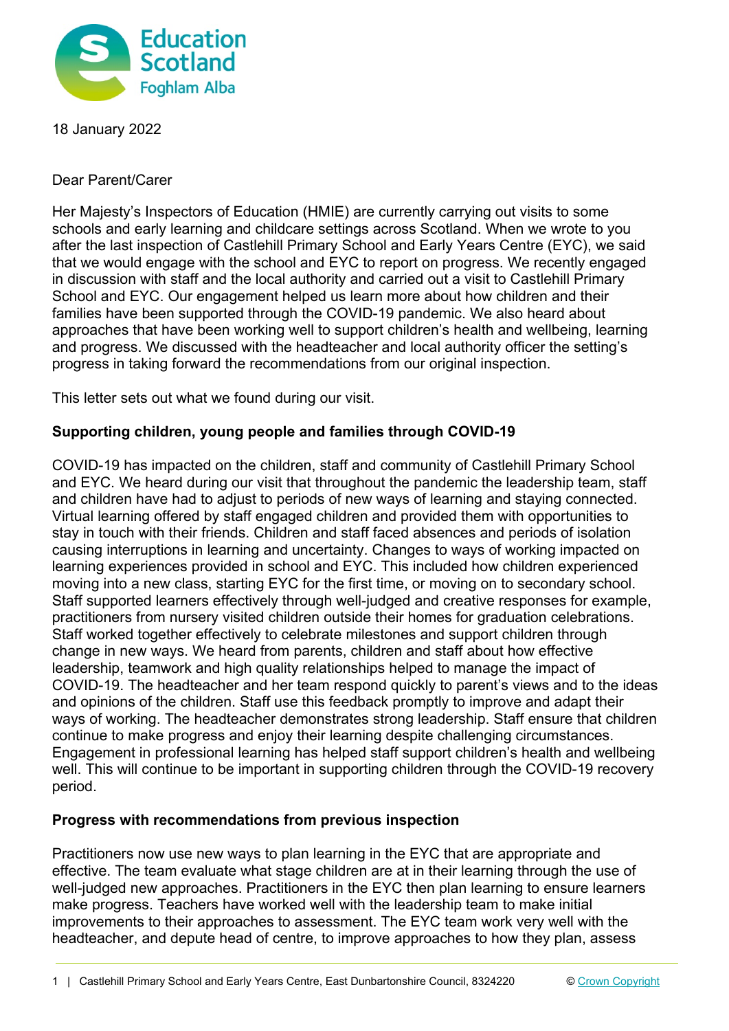18 January 2022

Dear Parent/Carer

Her Majesty's Inspectors of Education (HMIE) are currently carrying out visits to some schools and early learning and childcare settings across Scotland. When we wrote to you after the last inspection of Castlehill Primary School and Early Years Centre (EYC), we said that we would engage with the school and EYC to report on progress. We recently engaged in discussion with staff and the local authority and carried out a visit to Castlehill Primary School and EYC. Our engagement helped us learn more about how children and their families have been supported through the COVID-19 pandemic. We also heard about approaches that have been working well to support children's health and wellbeing, learning and progress. We discussed with the headteacher and local authority officer the setting's progress in taking forward the recommendations from our original inspection.

This letter sets out what we found during our visit.

**Supporting children, young people and families through COVID-19**

COVID-19 has impacted on the children, staff and community of Castlehill Primary School and EYC. We heard during our visit that throughout the pandemic the leadership team, staff and children have had to adjust to periods of new ways of learning and staying connected. Virtual learning offered by staff engaged children and provided them with opportunities to stay in touch with their friends. Children and staff faced absences and periods of isolation causing interruptions in learning and uncertainty. Changes to ways of working impacted on learning experiences provided in school and EYC. This included how children experienced moving into a new class, starting EYC for the first time, or moving on to secondary school. Staff supported learners effectively through well-judged and creative responses for example, practitioners from nursery visited children outside their homes for graduation celebrations. Staff worked together effectively to celebrate milestones and support children through change in new ways. We heard from parents, children and staff about how effective leadership, teamwork and high quality relationships helped to manage the impact of COVID-19. The headteacher and her team respond quickly to parent's views and to the ideas and opinions of the children. Staff use this feedback promptly to improve and adapt their ways of working. The headteacher demonstrates strong leadership. Staff ensure that children continue to make progress and enjoy their learning despite challenging circumstances. Engagement in professional learning has helped staff support children's health and wellbeing well. This will continue to be important in supporting children through the COVID-19 recovery period.

**Progress with recommendations from previous inspection**

Practitioners now use new ways to plan learning in the EYC that are appropriate and effective. The team evaluate what stage children are at in their learning through the use of well-judged new approaches. Practitioners in the EYC then plan learning to ensure learners make progress. Teachers have worked well with the leadership team to make initial improvements to their approaches to assessment. The EYC team work very well with the headteacher, and depute head of centre, to improve approaches to how they plan, assess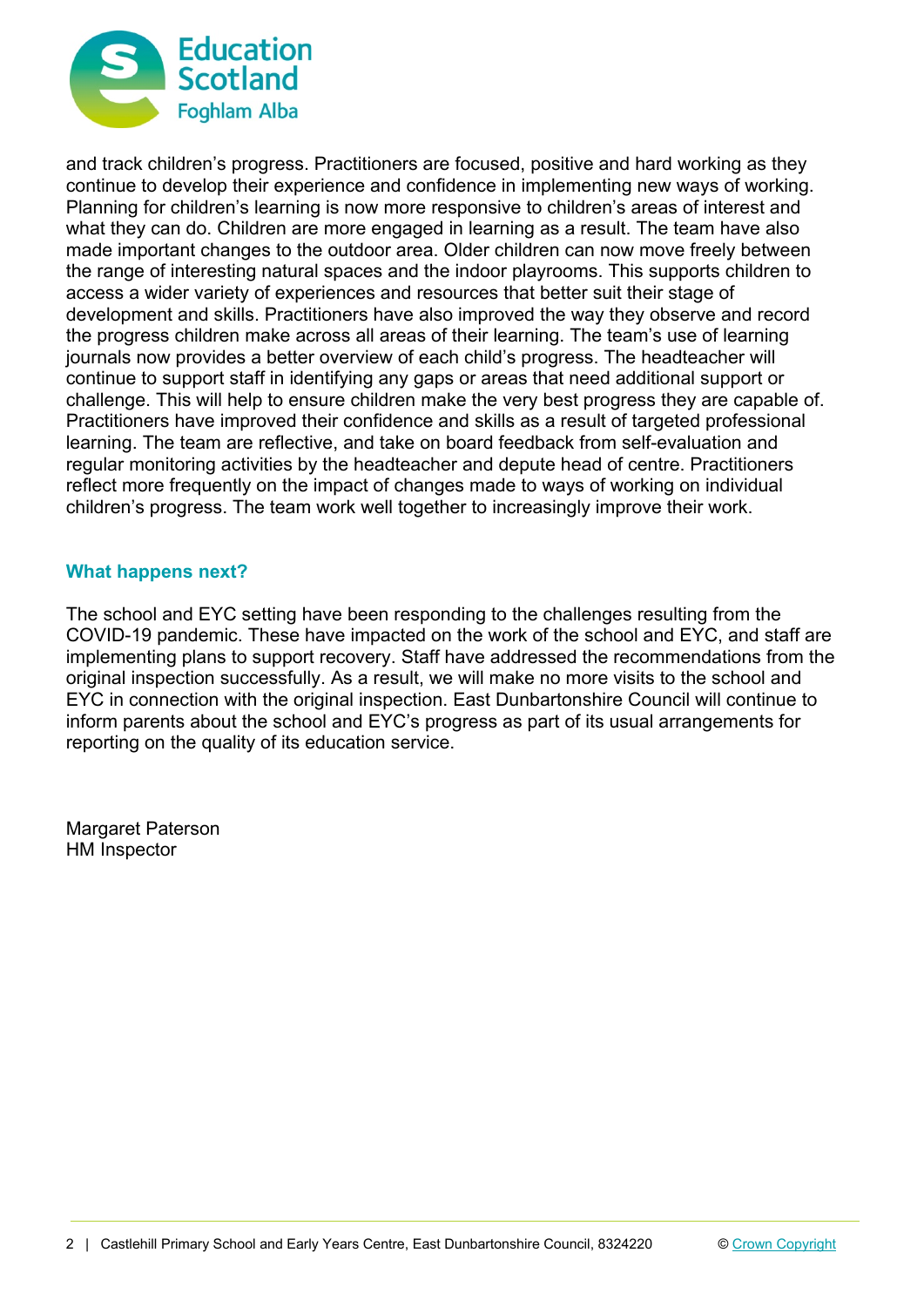and track children's progress. Practitioners are focused, positive and hard working as they continue to develop their experience and confidence in implementing new ways of working. Planning for children's learning is now more responsive to children's areas of interest and what they can do. Children are more engaged in learning as a result. The team have also made important changes to the outdoor area. Older children can now move freely between the range of interesting natural spaces and the indoor playrooms. This supports children to access a wider variety of experiences and resources that better suit their stage of development and skills. Practitioners have also improved the way they observe and record the progress children make across all areas of their learning. The team's use of learning journals now provides a better overview of each child's progress. The headteacher will continue to support staff in identifying any gaps or areas that need additional support or challenge. This will help to ensure children make the very best progress they are capable of. Practitioners have improved their confidence and skills as a result of targeted professional learning. The team are reflective, and take on board feedback from self-evaluation and regular monitoring activities by the headteacher and depute head of centre. Practitioners reflect more frequently on the impact of changes made to ways of working on individual children's progress. The team work well together to increasingly improve their work.

### What happens next?

The school and EYC setting have been responding to the challenges resulting from the COVID-19 pandemic. These have impacted on the work of the school and EYC, and staff are implementing plans to support recovery. Staff have addressed the recommendations from the original inspection successfully. As a result, we will make no more visits to the school and EYC in connection with the original inspection. East Dunbartonshire Council will continue to inform parents about the school and EYC's progress as part of its usual arrangements for reporting on the quality of its education service.

Margaret Paterson
HM Inspector